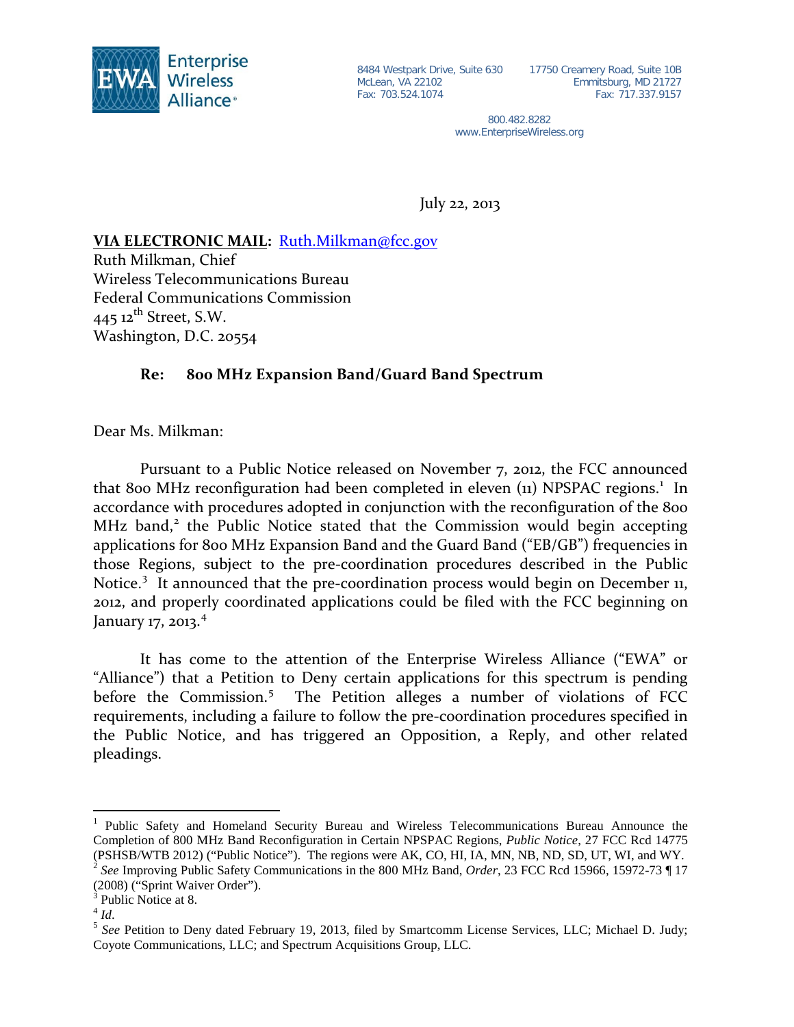Enterprise Wireless Alliance®

8484 Westpark Drive, Suite 630
McLean, VA 22102
Fax: 703.524.1074

17750 Creamery Road, Suite 10B
Emmitsburg, MD 21727
Fax: 717.337.9157

800.482.8282
www.EnterpriseWireless.org

July 22, 2013

**VIA ELECTRONIC MAIL:** Ruth.Milkman@fcc.gov
Ruth Milkman, Chief
Wireless Telecommunications Bureau
Federal Communications Commission
445 12th Street, S.W.
Washington, D.C. 20554

**Re: 800 MHz Expansion Band/Guard Band Spectrum**

Dear Ms. Milkman:

Pursuant to a Public Notice released on November 7, 2012, the FCC announced that 800 MHz reconfiguration had been completed in eleven (11) NPSPAC regions.[1] In accordance with procedures adopted in conjunction with the reconfiguration of the 800 MHz band,[2] the Public Notice stated that the Commission would begin accepting applications for 800 MHz Expansion Band and the Guard Band ("EB/GB") frequencies in those Regions, subject to the pre-coordination procedures described in the Public Notice.[3] It announced that the pre-coordination process would begin on December 11, 2012, and properly coordinated applications could be filed with the FCC beginning on January 17, 2013.[4]

It has come to the attention of the Enterprise Wireless Alliance ("EWA" or "Alliance") that a Petition to Deny certain applications for this spectrum is pending before the Commission.[5] The Petition alleges a number of violations of FCC requirements, including a failure to follow the pre-coordination procedures specified in the Public Notice, and has triggered an Opposition, a Reply, and other related pleadings.

---

[1] Public Safety and Homeland Security Bureau and Wireless Telecommunications Bureau Announce the Completion of 800 MHz Band Reconfiguration in Certain NPSPAC Regions, *Public Notice*, 27 FCC Rcd 14775 (PSHSB/WTB 2012) ("Public Notice"). The regions were AK, CO, HI, IA, MN, NB, ND, SD, UT, WI, and WY.

[2] *See* Improving Public Safety Communications in the 800 MHz Band, *Order*, 23 FCC Rcd 15966, 15972-73 ¶ 17 (2008) ("Sprint Waiver Order").

[3] Public Notice at 8.

[4] *Id*.

[5] *See* Petition to Deny dated February 19, 2013, filed by Smartcomm License Services, LLC; Michael D. Judy; Coyote Communications, LLC; and Spectrum Acquisitions Group, LLC.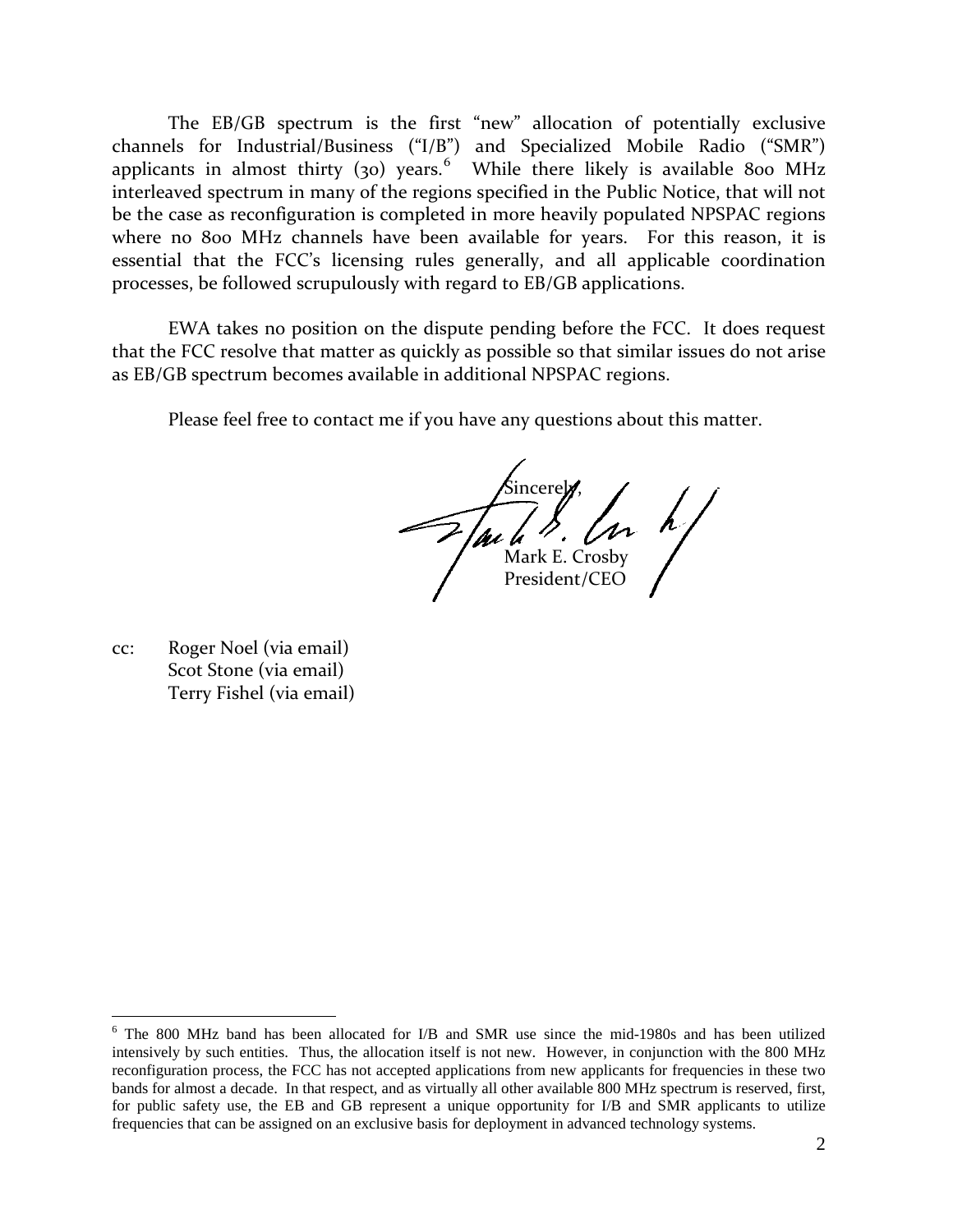The EB/GB spectrum is the first "new" allocation of potentially exclusive channels for Industrial/Business ("I/B") and Specialized Mobile Radio ("SMR") applicants in almost thirty (30) years.[6] While there likely is available 800 MHz interleaved spectrum in many of the regions specified in the Public Notice, that will not be the case as reconfiguration is completed in more heavily populated NPSPAC regions where no 800 MHz channels have been available for years. For this reason, it is essential that the FCC's licensing rules generally, and all applicable coordination processes, be followed scrupulously with regard to EB/GB applications.

EWA takes no position on the dispute pending before the FCC. It does request that the FCC resolve that matter as quickly as possible so that similar issues do not arise as EB/GB spectrum becomes available in additional NPSPAC regions.

Please feel free to contact me if you have any questions about this matter.

Sincerely,

Mark E. Crosby
President/CEO

cc: Roger Noel (via email)
Scot Stone (via email)
Terry Fishel (via email)

[6] The 800 MHz band has been allocated for I/B and SMR use since the mid-1980s and has been utilized intensively by such entities. Thus, the allocation itself is not new. However, in conjunction with the 800 MHz reconfiguration process, the FCC has not accepted applications from new applicants for frequencies in these two bands for almost a decade. In that respect, and as virtually all other available 800 MHz spectrum is reserved, first, for public safety use, the EB and GB represent a unique opportunity for I/B and SMR applicants to utilize frequencies that can be assigned on an exclusive basis for deployment in advanced technology systems.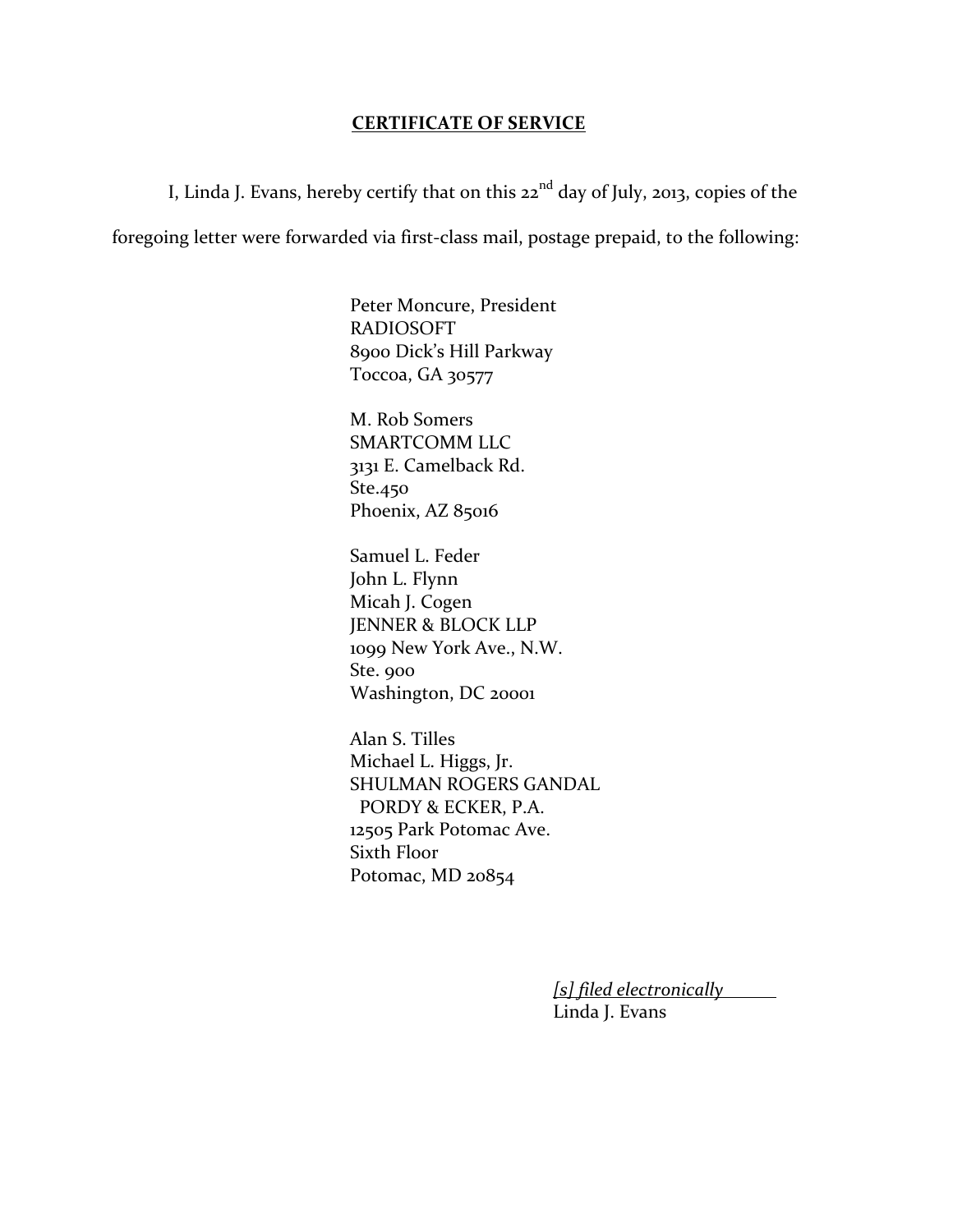**CERTIFICATE OF SERVICE**

I, Linda J. Evans, hereby certify that on this 22nd day of July, 2013, copies of the foregoing letter were forwarded via first-class mail, postage prepaid, to the following:

Peter Moncure, President
RADIOSOFT
8900 Dick's Hill Parkway
Toccoa, GA 30577

M. Rob Somers
SMARTCOMM LLC
3131 E. Camelback Rd.
Ste.450
Phoenix, AZ 85016

Samuel L. Feder
John L. Flynn
Micah J. Cogen
JENNER & BLOCK LLP
1099 New York Ave., N.W.
Ste. 900
Washington, DC 20001

Alan S. Tilles
Michael L. Higgs, Jr.
SHULMAN ROGERS GANDAL PORDY & ECKER, P.A.
12505 Park Potomac Ave.
Sixth Floor
Potomac, MD 20854

*[s] filed electronically*
Linda J. Evans